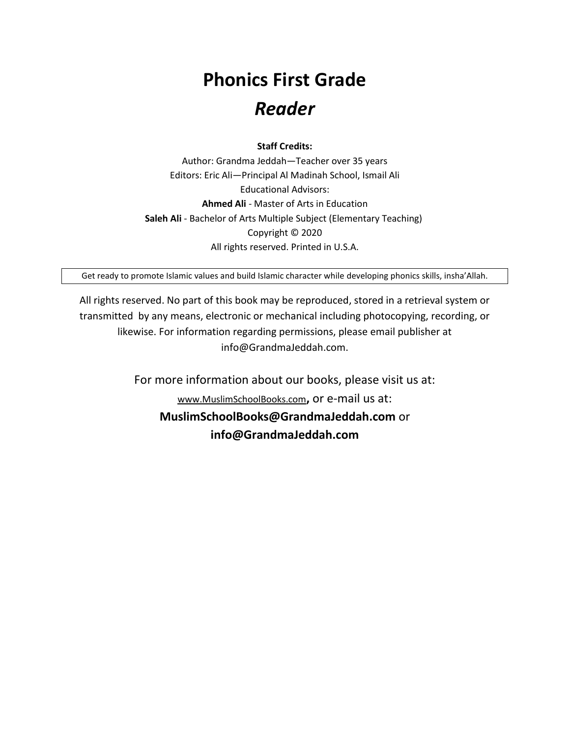# Phonics First Grade

## *Reader*

**Staff Credits:**

Author: Grandma Jeddah—Teacher over 35 years
Editors: Eric Ali—Principal Al Madinah School, Ismail Ali
Educational Advisors:
**Ahmed Ali** - Master of Arts in Education
**Saleh Ali** - Bachelor of Arts Multiple Subject (Elementary Teaching)
Copyright © 2020
All rights reserved. Printed in U.S.A.

| Get ready to promote Islamic values and build Islamic character while developing phonics skills, insha'Allah. |
|---|

All rights reserved. No part of this book may be reproduced, stored in a retrieval system or transmitted by any means, electronic or mechanical including photocopying, recording, or likewise. For information regarding permissions, please email publisher at info@GrandmaJeddah.com.

For more information about our books, please visit us at:
www.MuslimSchoolBooks.com, or e-mail us at:
**MuslimSchoolBooks@GrandmaJeddah.com** or
**info@GrandmaJeddah.com**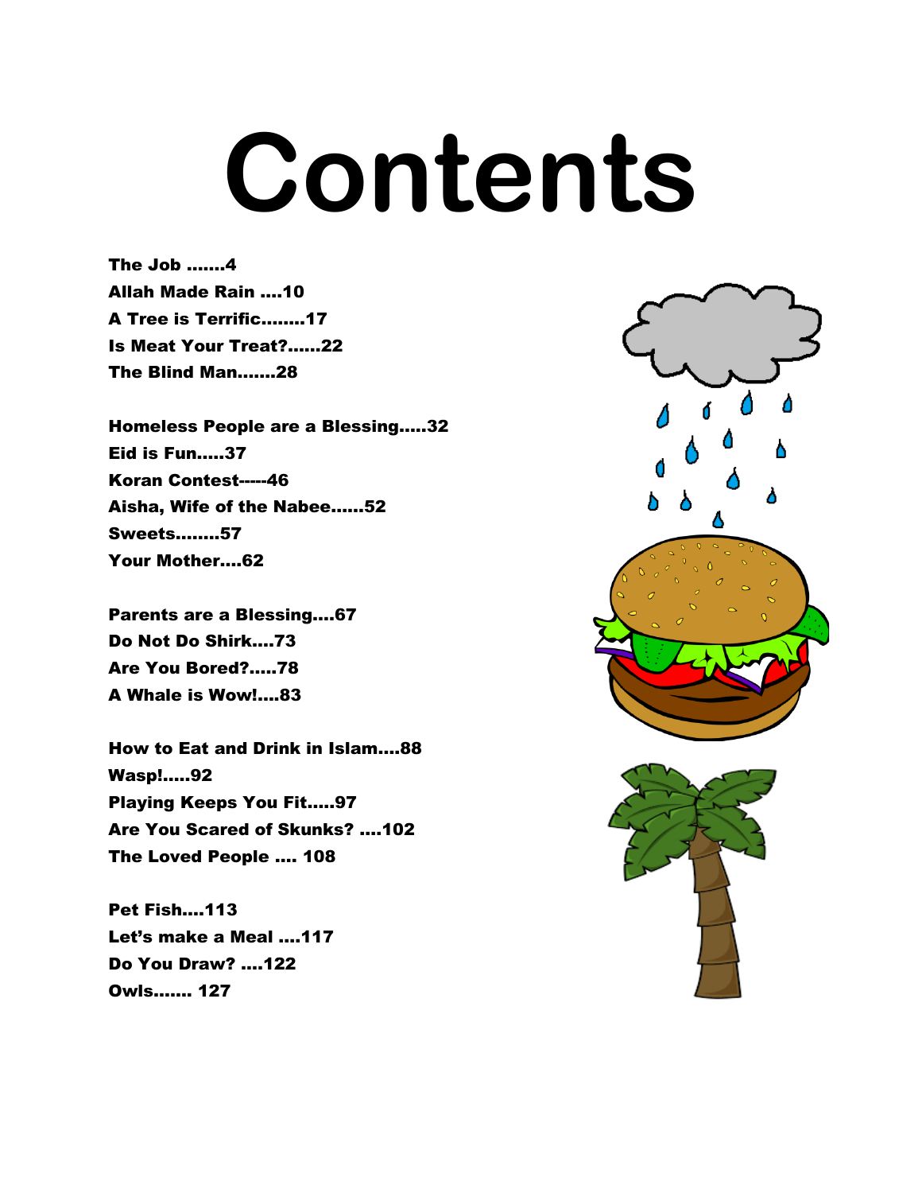# Contents

**The Job .......4**
**Allah Made Rain ....10**
**A Tree is Terrific........17**
**Is Meat Your Treat?......22**
**The Blind Man.......28**

**Homeless People are a Blessing.....32**
**Eid is Fun.....37**
**Koran Contest-----46**
**Aisha, Wife of the Nabee......52**
**Sweets........57**
**Your Mother....62**

**Parents are a Blessing....67**
**Do Not Do Shirk....73**
**Are You Bored?.....78**
**A Whale is Wow!....83**

**How to Eat and Drink in Islam....88**
**Wasp!.....92**
**Playing Keeps You Fit.....97**
**Are You Scared of Skunks? ....102**
**The Loved People .... 108**

**Pet Fish....113**
**Let's make a Meal ....117**
**Do You Draw? ....122**
**Owls....... 127**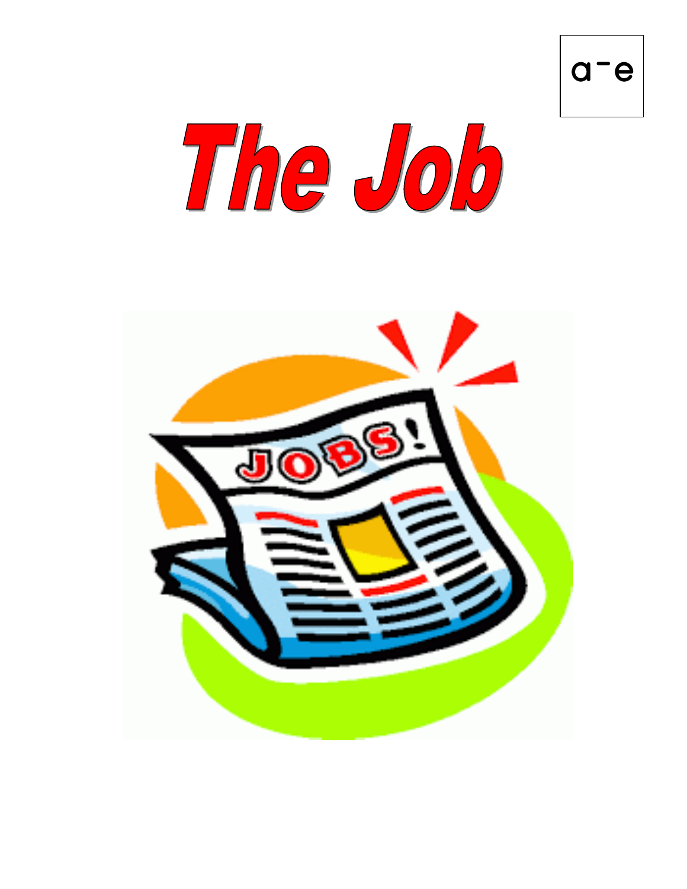a‾e

# The Job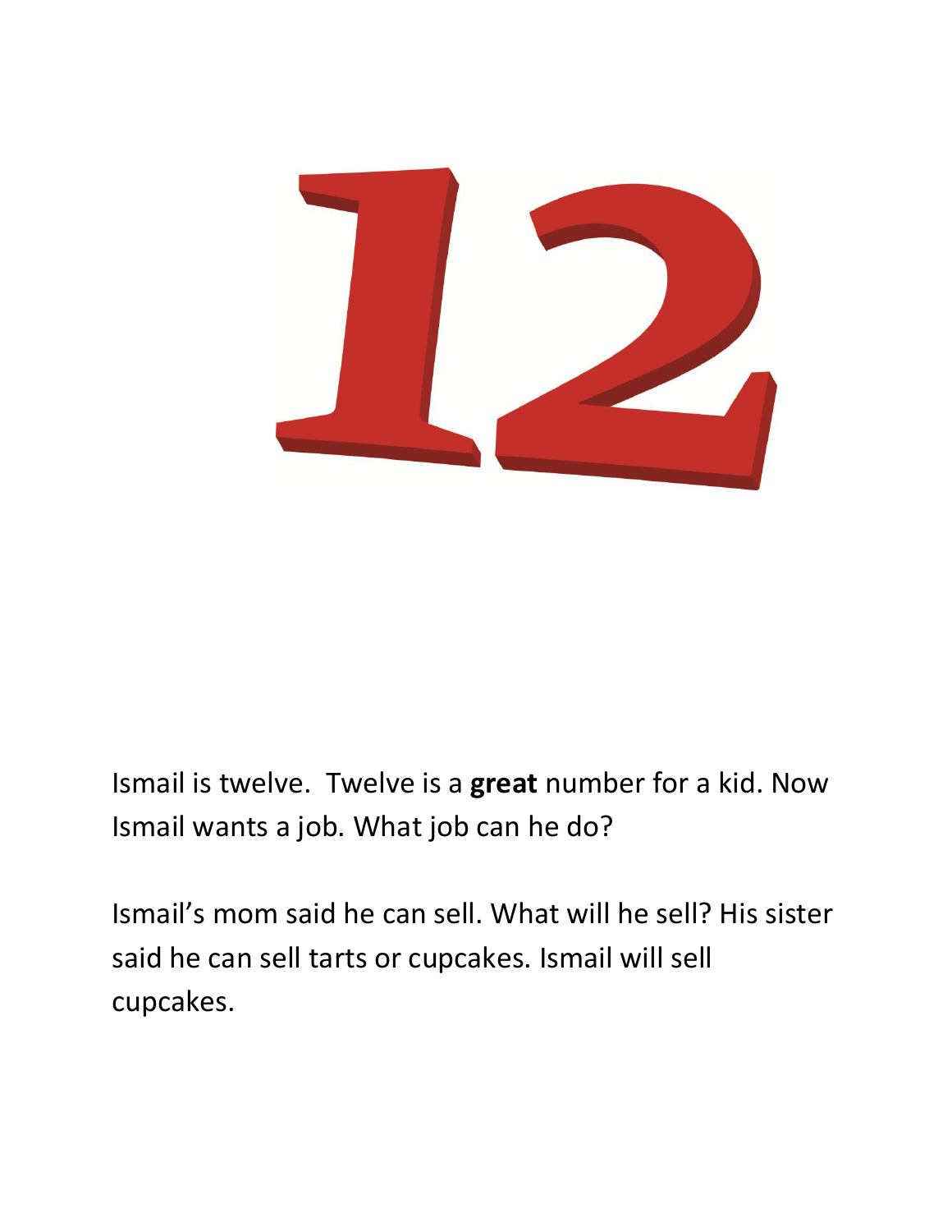12

Ismail is twelve. Twelve is a **great** number for a kid. Now Ismail wants a job. What job can he do?

Ismail's mom said he can sell. What will he sell? His sister said he can sell tarts or cupcakes. Ismail will sell cupcakes.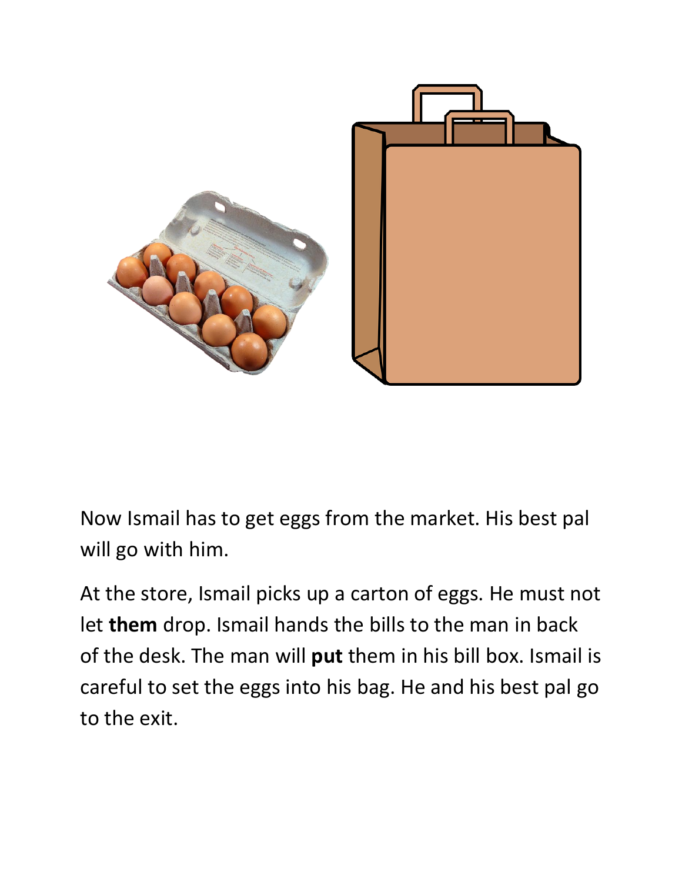Now Ismail has to get eggs from the market. His best pal will go with him.

At the store, Ismail picks up a carton of eggs. He must not let **them** drop. Ismail hands the bills to the man in back of the desk. The man will **put** them in his bill box. Ismail is careful to set the eggs into his bag. He and his best pal go to the exit.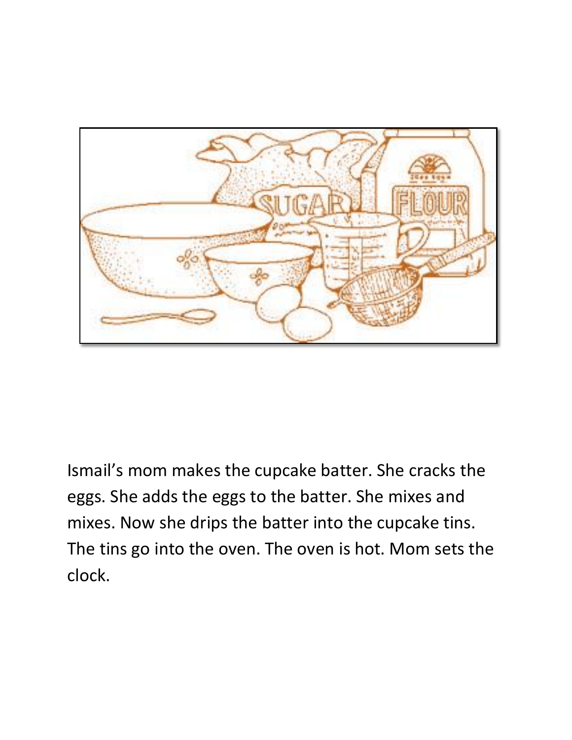Ismail's mom makes the cupcake batter. She cracks the eggs. She adds the eggs to the batter. She mixes and mixes. Now she drips the batter into the cupcake tins. The tins go into the oven. The oven is hot. Mom sets the clock.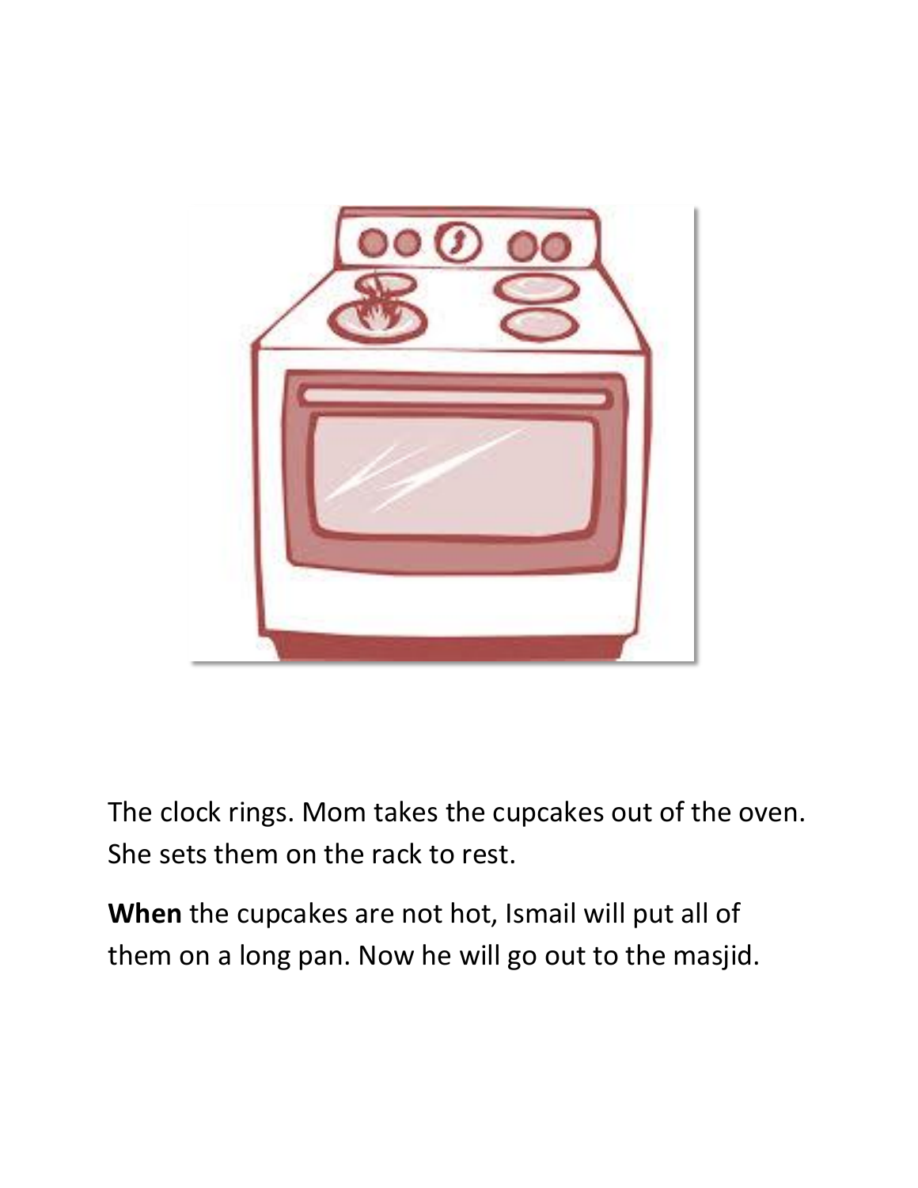The clock rings. Mom takes the cupcakes out of the oven. She sets them on the rack to rest.

**When** the cupcakes are not hot, Ismail will put all of them on a long pan. Now he will go out to the masjid.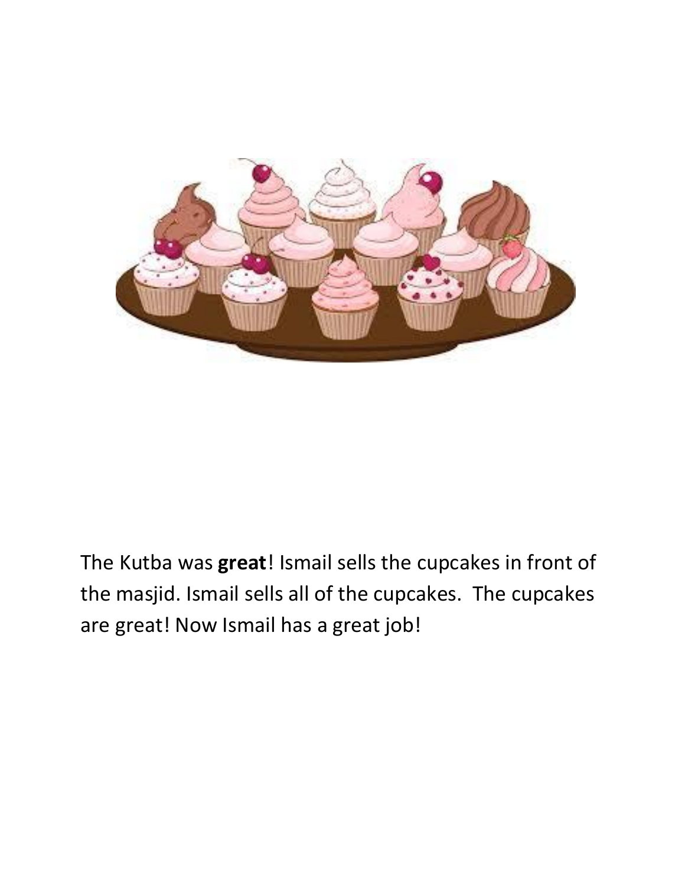The Kutba was **great**! Ismail sells the cupcakes in front of the masjid. Ismail sells all of the cupcakes. The cupcakes are great! Now Ismail has a great job!